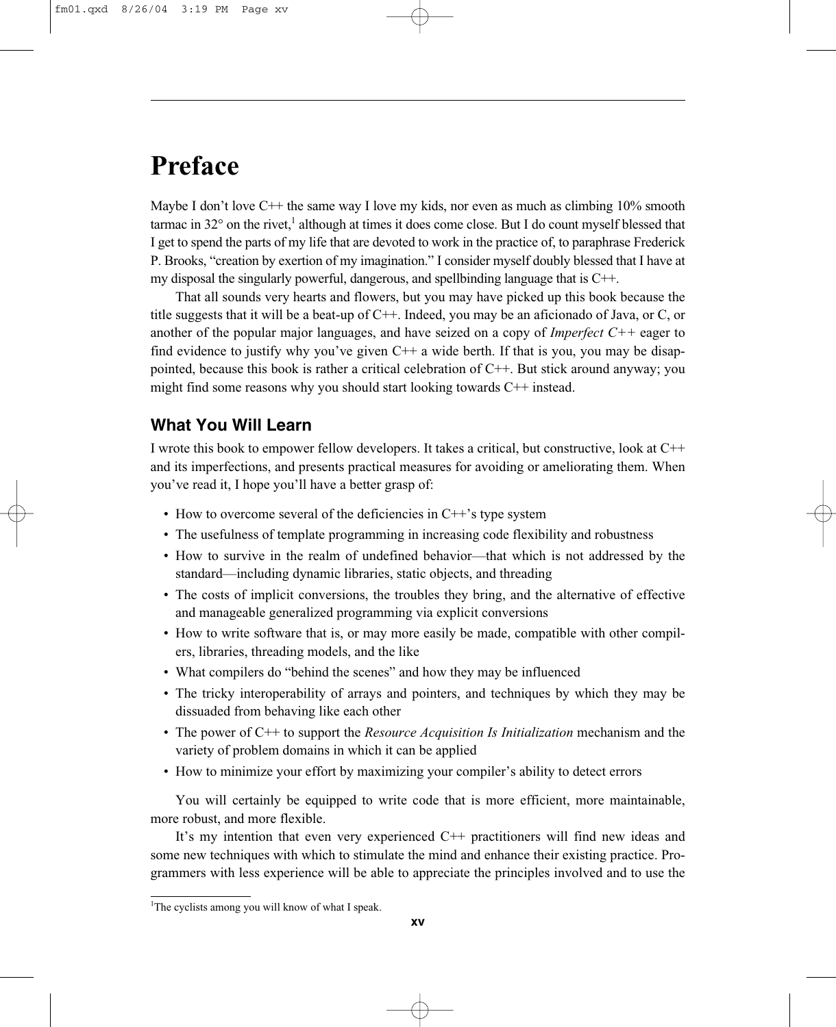# Preface

Maybe I don't love C++ the same way I love my kids, nor even as much as climbing 10% smooth tarmac in 32° on the rivet,[1] although at times it does come close. But I do count myself blessed that I get to spend the parts of my life that are devoted to work in the practice of, to paraphrase Frederick P. Brooks, "creation by exertion of my imagination." I consider myself doubly blessed that I have at my disposal the singularly powerful, dangerous, and spellbinding language that is C++.

That all sounds very hearts and flowers, but you may have picked up this book because the title suggests that it will be a beat-up of C++. Indeed, you may be an aficionado of Java, or C, or another of the popular major languages, and have seized on a copy of *Imperfect C++* eager to find evidence to justify why you've given C++ a wide berth. If that is you, you may be disappointed, because this book is rather a critical celebration of C++. But stick around anyway; you might find some reasons why you should start looking towards C++ instead.

## What You Will Learn

I wrote this book to empower fellow developers. It takes a critical, but constructive, look at C++ and its imperfections, and presents practical measures for avoiding or ameliorating them. When you've read it, I hope you'll have a better grasp of:

- How to overcome several of the deficiencies in C++'s type system
- The usefulness of template programming in increasing code flexibility and robustness
- How to survive in the realm of undefined behavior—that which is not addressed by the standard—including dynamic libraries, static objects, and threading
- The costs of implicit conversions, the troubles they bring, and the alternative of effective and manageable generalized programming via explicit conversions
- How to write software that is, or may more easily be made, compatible with other compilers, libraries, threading models, and the like
- What compilers do "behind the scenes" and how they may be influenced
- The tricky interoperability of arrays and pointers, and techniques by which they may be dissuaded from behaving like each other
- The power of C++ to support the *Resource Acquisition Is Initialization* mechanism and the variety of problem domains in which it can be applied
- How to minimize your effort by maximizing your compiler's ability to detect errors

You will certainly be equipped to write code that is more efficient, more maintainable, more robust, and more flexible.

It's my intention that even very experienced C++ practitioners will find new ideas and some new techniques with which to stimulate the mind and enhance their existing practice. Programmers with less experience will be able to appreciate the principles involved and to use the

[1] The cyclists among you will know of what I speak.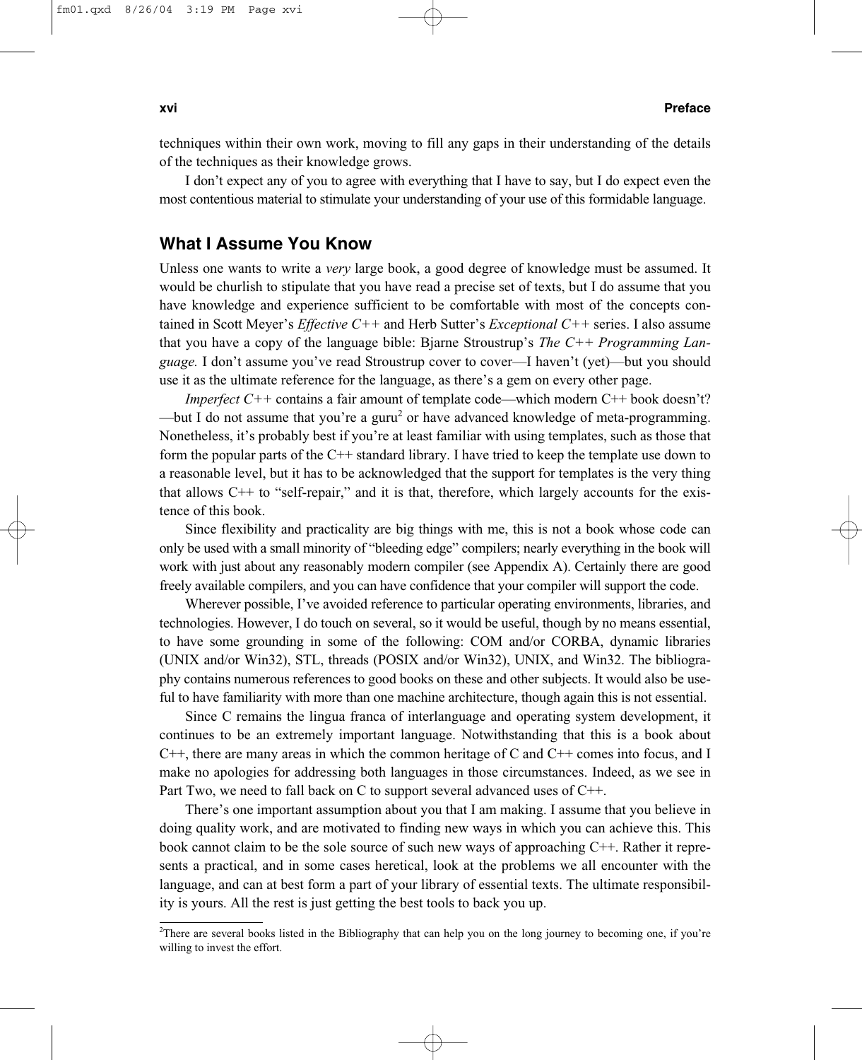techniques within their own work, moving to fill any gaps in their understanding of the details of the techniques as their knowledge grows.

I don't expect any of you to agree with everything that I have to say, but I do expect even the most contentious material to stimulate your understanding of your use of this formidable language.

## What I Assume You Know

Unless one wants to write a *very* large book, a good degree of knowledge must be assumed. It would be churlish to stipulate that you have read a precise set of texts, but I do assume that you have knowledge and experience sufficient to be comfortable with most of the concepts contained in Scott Meyer's *Effective C++* and Herb Sutter's *Exceptional C++* series. I also assume that you have a copy of the language bible: Bjarne Stroustrup's *The C++ Programming Language.* I don't assume you've read Stroustrup cover to cover—I haven't (yet)—but you should use it as the ultimate reference for the language, as there's a gem on every other page.

*Imperfect C++* contains a fair amount of template code—which modern C++ book doesn't?—but I do not assume that you're a guru[2] or have advanced knowledge of meta-programming. Nonetheless, it's probably best if you're at least familiar with using templates, such as those that form the popular parts of the C++ standard library. I have tried to keep the template use down to a reasonable level, but it has to be acknowledged that the support for templates is the very thing that allows C++ to "self-repair," and it is that, therefore, which largely accounts for the existence of this book.

Since flexibility and practicality are big things with me, this is not a book whose code can only be used with a small minority of "bleeding edge" compilers; nearly everything in the book will work with just about any reasonably modern compiler (see Appendix A). Certainly there are good freely available compilers, and you can have confidence that your compiler will support the code.

Wherever possible, I've avoided reference to particular operating environments, libraries, and technologies. However, I do touch on several, so it would be useful, though by no means essential, to have some grounding in some of the following: COM and/or CORBA, dynamic libraries (UNIX and/or Win32), STL, threads (POSIX and/or Win32), UNIX, and Win32. The bibliography contains numerous references to good books on these and other subjects. It would also be useful to have familiarity with more than one machine architecture, though again this is not essential.

Since C remains the lingua franca of interlanguage and operating system development, it continues to be an extremely important language. Notwithstanding that this is a book about C++, there are many areas in which the common heritage of C and C++ comes into focus, and I make no apologies for addressing both languages in those circumstances. Indeed, as we see in Part Two, we need to fall back on C to support several advanced uses of C++.

There's one important assumption about you that I am making. I assume that you believe in doing quality work, and are motivated to finding new ways in which you can achieve this. This book cannot claim to be the sole source of such new ways of approaching C++. Rather it represents a practical, and in some cases heretical, look at the problems we all encounter with the language, and can at best form a part of your library of essential texts. The ultimate responsibility is yours. All the rest is just getting the best tools to back you up.

---

[2]There are several books listed in the Bibliography that can help you on the long journey to becoming one, if you're willing to invest the effort.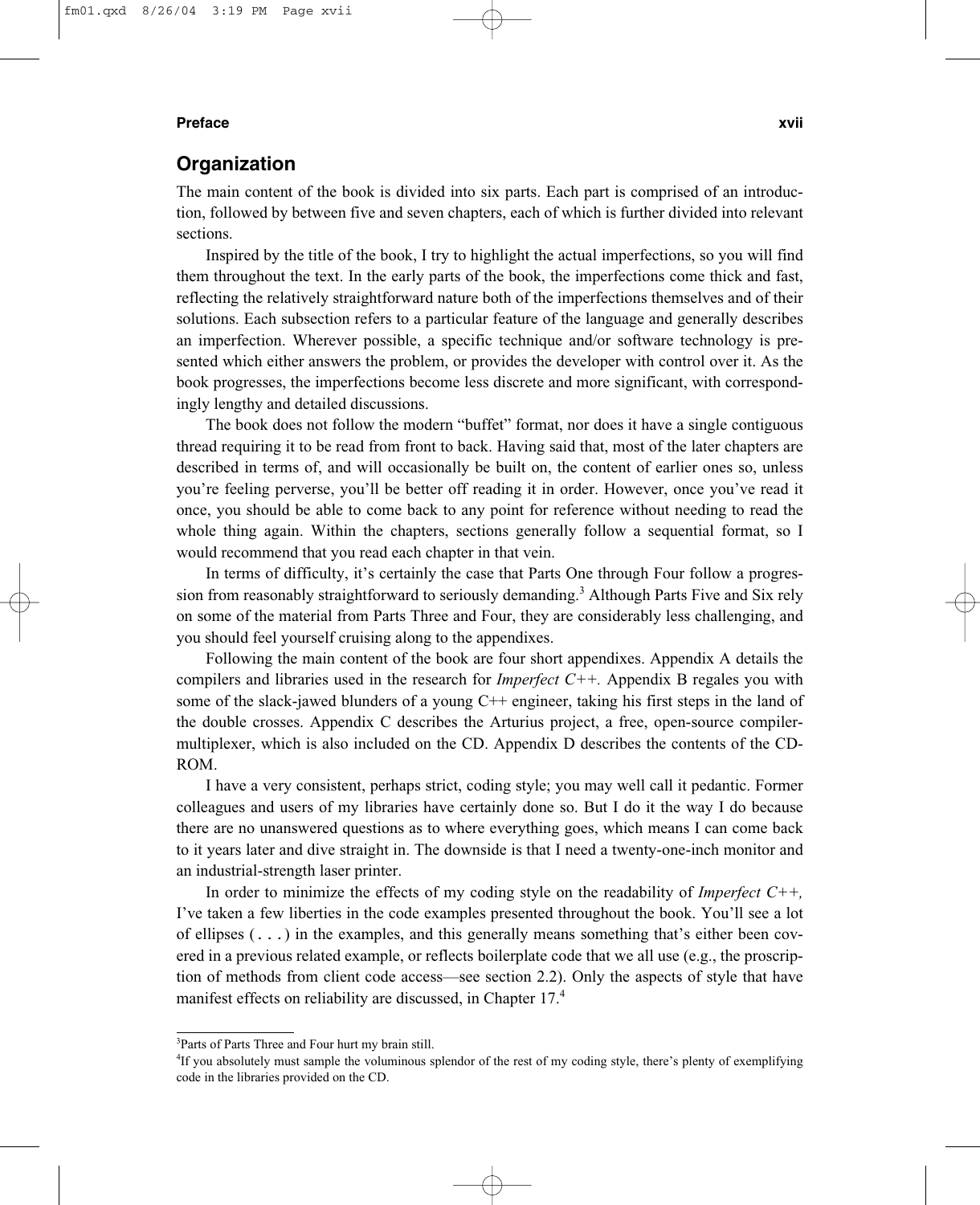## Organization

The main content of the book is divided into six parts. Each part is comprised of an introduction, followed by between five and seven chapters, each of which is further divided into relevant sections.

Inspired by the title of the book, I try to highlight the actual imperfections, so you will find them throughout the text. In the early parts of the book, the imperfections come thick and fast, reflecting the relatively straightforward nature both of the imperfections themselves and of their solutions. Each subsection refers to a particular feature of the language and generally describes an imperfection. Wherever possible, a specific technique and/or software technology is presented which either answers the problem, or provides the developer with control over it. As the book progresses, the imperfections become less discrete and more significant, with correspondingly lengthy and detailed discussions.

The book does not follow the modern "buffet" format, nor does it have a single contiguous thread requiring it to be read from front to back. Having said that, most of the later chapters are described in terms of, and will occasionally be built on, the content of earlier ones so, unless you're feeling perverse, you'll be better off reading it in order. However, once you've read it once, you should be able to come back to any point for reference without needing to read the whole thing again. Within the chapters, sections generally follow a sequential format, so I would recommend that you read each chapter in that vein.

In terms of difficulty, it's certainly the case that Parts One through Four follow a progression from reasonably straightforward to seriously demanding.[3] Although Parts Five and Six rely on some of the material from Parts Three and Four, they are considerably less challenging, and you should feel yourself cruising along to the appendixes.

Following the main content of the book are four short appendixes. Appendix A details the compilers and libraries used in the research for *Imperfect C++*. Appendix B regales you with some of the slack-jawed blunders of a young C++ engineer, taking his first steps in the land of the double crosses. Appendix C describes the Arturius project, a free, open-source compiler-multiplexer, which is also included on the CD. Appendix D describes the contents of the CD-ROM.

I have a very consistent, perhaps strict, coding style; you may well call it pedantic. Former colleagues and users of my libraries have certainly done so. But I do it the way I do because there are no unanswered questions as to where everything goes, which means I can come back to it years later and dive straight in. The downside is that I need a twenty-one-inch monitor and an industrial-strength laser printer.

In order to minimize the effects of my coding style on the readability of *Imperfect C++,* I've taken a few liberties in the code examples presented throughout the book. You'll see a lot of ellipses (`...`) in the examples, and this generally means something that's either been covered in a previous related example, or reflects boilerplate code that we all use (e.g., the proscription of methods from client code access—see section 2.2). Only the aspects of style that have manifest effects on reliability are discussed, in Chapter 17.[4]

---

[3] Parts of Parts Three and Four hurt my brain still.

[4] If you absolutely must sample the voluminous splendor of the rest of my coding style, there's plenty of exemplifying code in the libraries provided on the CD.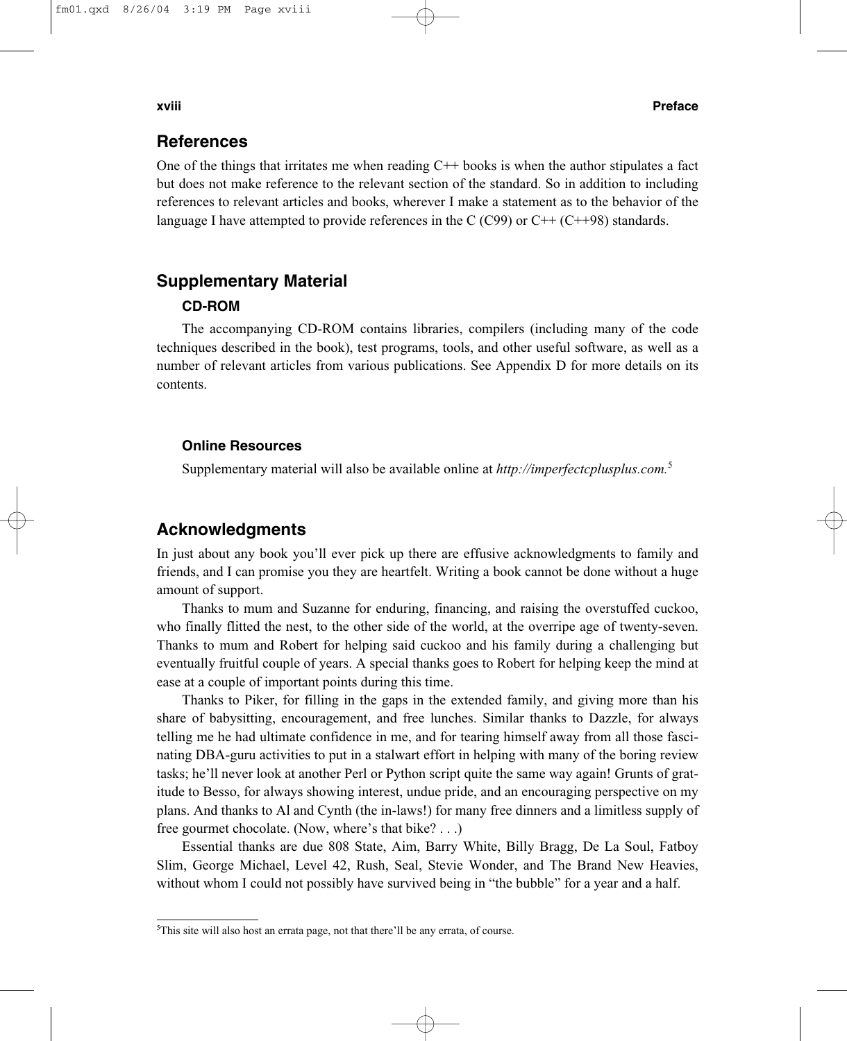## References

One of the things that irritates me when reading C++ books is when the author stipulates a fact but does not make reference to the relevant section of the standard. So in addition to including references to relevant articles and books, wherever I make a statement as to the behavior of the language I have attempted to provide references in the C (C99) or C++ (C++98) standards.

## Supplementary Material

### CD-ROM

The accompanying CD-ROM contains libraries, compilers (including many of the code techniques described in the book), test programs, tools, and other useful software, as well as a number of relevant articles from various publications. See Appendix D for more details on its contents.

### Online Resources

Supplementary material will also be available online at *http://imperfectcplusplus.com.*[5]

## Acknowledgments

In just about any book you'll ever pick up there are effusive acknowledgments to family and friends, and I can promise you they are heartfelt. Writing a book cannot be done without a huge amount of support.

Thanks to mum and Suzanne for enduring, financing, and raising the overstuffed cuckoo, who finally flitted the nest, to the other side of the world, at the overripe age of twenty-seven. Thanks to mum and Robert for helping said cuckoo and his family during a challenging but eventually fruitful couple of years. A special thanks goes to Robert for helping keep the mind at ease at a couple of important points during this time.

Thanks to Piker, for filling in the gaps in the extended family, and giving more than his share of babysitting, encouragement, and free lunches. Similar thanks to Dazzle, for always telling me he had ultimate confidence in me, and for tearing himself away from all those fascinating DBA-guru activities to put in a stalwart effort in helping with many of the boring review tasks; he'll never look at another Perl or Python script quite the same way again! Grunts of gratitude to Besso, for always showing interest, undue pride, and an encouraging perspective on my plans. And thanks to Al and Cynth (the in-laws!) for many free dinners and a limitless supply of free gourmet chocolate. (Now, where's that bike? . . .)

Essential thanks are due 808 State, Aim, Barry White, Billy Bragg, De La Soul, Fatboy Slim, George Michael, Level 42, Rush, Seal, Stevie Wonder, and The Brand New Heavies, without whom I could not possibly have survived being in "the bubble" for a year and a half.

---

[5] This site will also host an errata page, not that there'll be any errata, of course.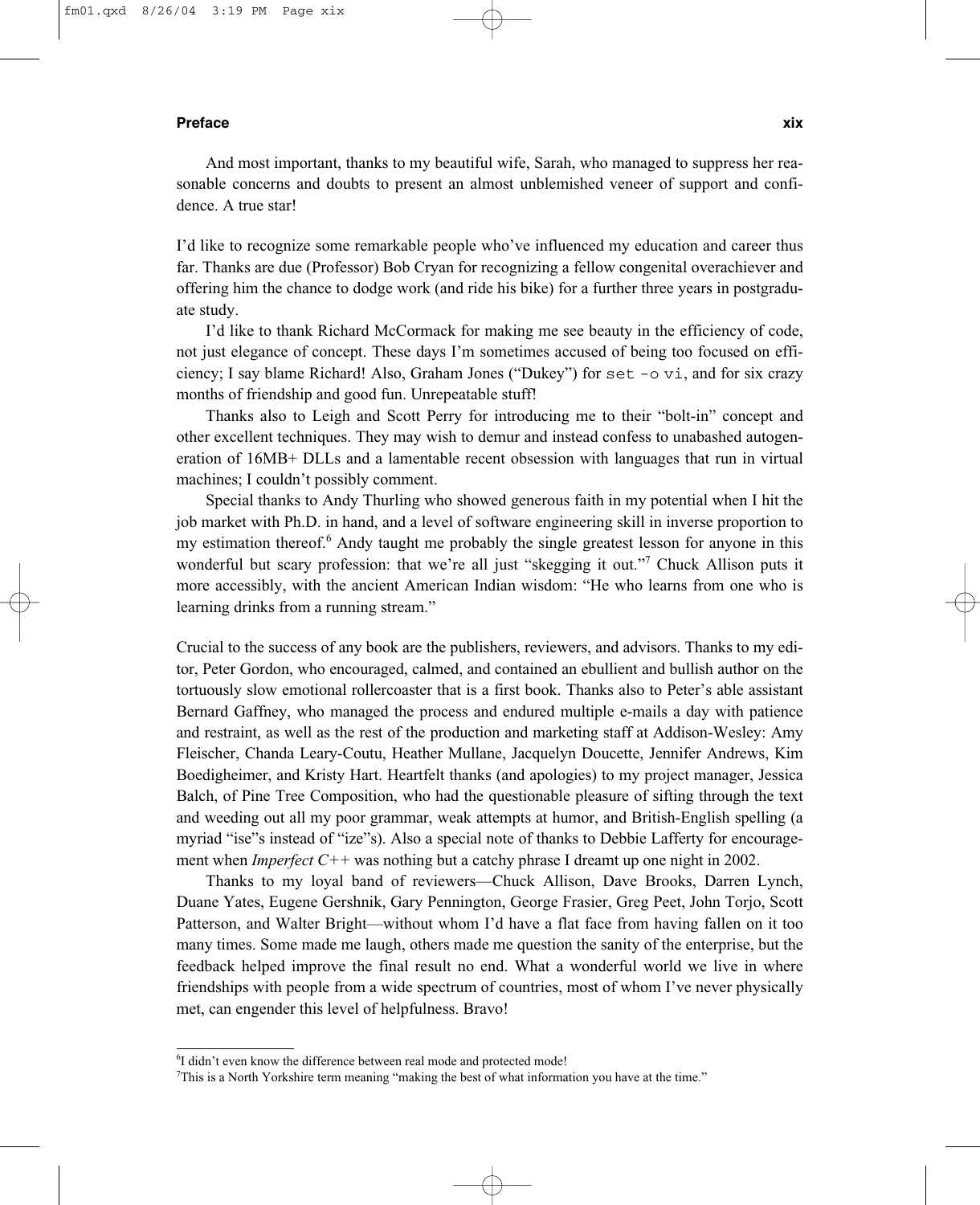And most important, thanks to my beautiful wife, Sarah, who managed to suppress her reasonable concerns and doubts to present an almost unblemished veneer of support and confidence. A true star!

I'd like to recognize some remarkable people who've influenced my education and career thus far. Thanks are due (Professor) Bob Cryan for recognizing a fellow congenital overachiever and offering him the chance to dodge work (and ride his bike) for a further three years in postgraduate study.

I'd like to thank Richard McCormack for making me see beauty in the efficiency of code, not just elegance of concept. These days I'm sometimes accused of being too focused on efficiency; I say blame Richard! Also, Graham Jones ("Dukey") for `set -o vi`, and for six crazy months of friendship and good fun. Unrepeatable stuff!

Thanks also to Leigh and Scott Perry for introducing me to their "bolt-in" concept and other excellent techniques. They may wish to demur and instead confess to unabashed autogeneration of 16MB+ DLLs and a lamentable recent obsession with languages that run in virtual machines; I couldn't possibly comment.

Special thanks to Andy Thurling who showed generous faith in my potential when I hit the job market with Ph.D. in hand, and a level of software engineering skill in inverse proportion to my estimation thereof.[6] Andy taught me probably the single greatest lesson for anyone in this wonderful but scary profession: that we're all just "skegging it out."[7] Chuck Allison puts it more accessibly, with the ancient American Indian wisdom: "He who learns from one who is learning drinks from a running stream."

Crucial to the success of any book are the publishers, reviewers, and advisors. Thanks to my editor, Peter Gordon, who encouraged, calmed, and contained an ebullient and bullish author on the tortuously slow emotional rollercoaster that is a first book. Thanks also to Peter's able assistant Bernard Gaffney, who managed the process and endured multiple e-mails a day with patience and restraint, as well as the rest of the production and marketing staff at Addison-Wesley: Amy Fleischer, Chanda Leary-Coutu, Heather Mullane, Jacquelyn Doucette, Jennifer Andrews, Kim Boedigheimer, and Kristy Hart. Heartfelt thanks (and apologies) to my project manager, Jessica Balch, of Pine Tree Composition, who had the questionable pleasure of sifting through the text and weeding out all my poor grammar, weak attempts at humor, and British-English spelling (a myriad "ise"s instead of "ize"s). Also a special note of thanks to Debbie Lafferty for encouragement when *Imperfect C++* was nothing but a catchy phrase I dreamt up one night in 2002.

Thanks to my loyal band of reviewers—Chuck Allison, Dave Brooks, Darren Lynch, Duane Yates, Eugene Gershnik, Gary Pennington, George Frasier, Greg Peet, John Torjo, Scott Patterson, and Walter Bright—without whom I'd have a flat face from having fallen on it too many times. Some made me laugh, others made me question the sanity of the enterprise, but the feedback helped improve the final result no end. What a wonderful world we live in where friendships with people from a wide spectrum of countries, most of whom I've never physically met, can engender this level of helpfulness. Bravo!

---

[6] I didn't even know the difference between real mode and protected mode!

[7] This is a North Yorkshire term meaning "making the best of what information you have at the time."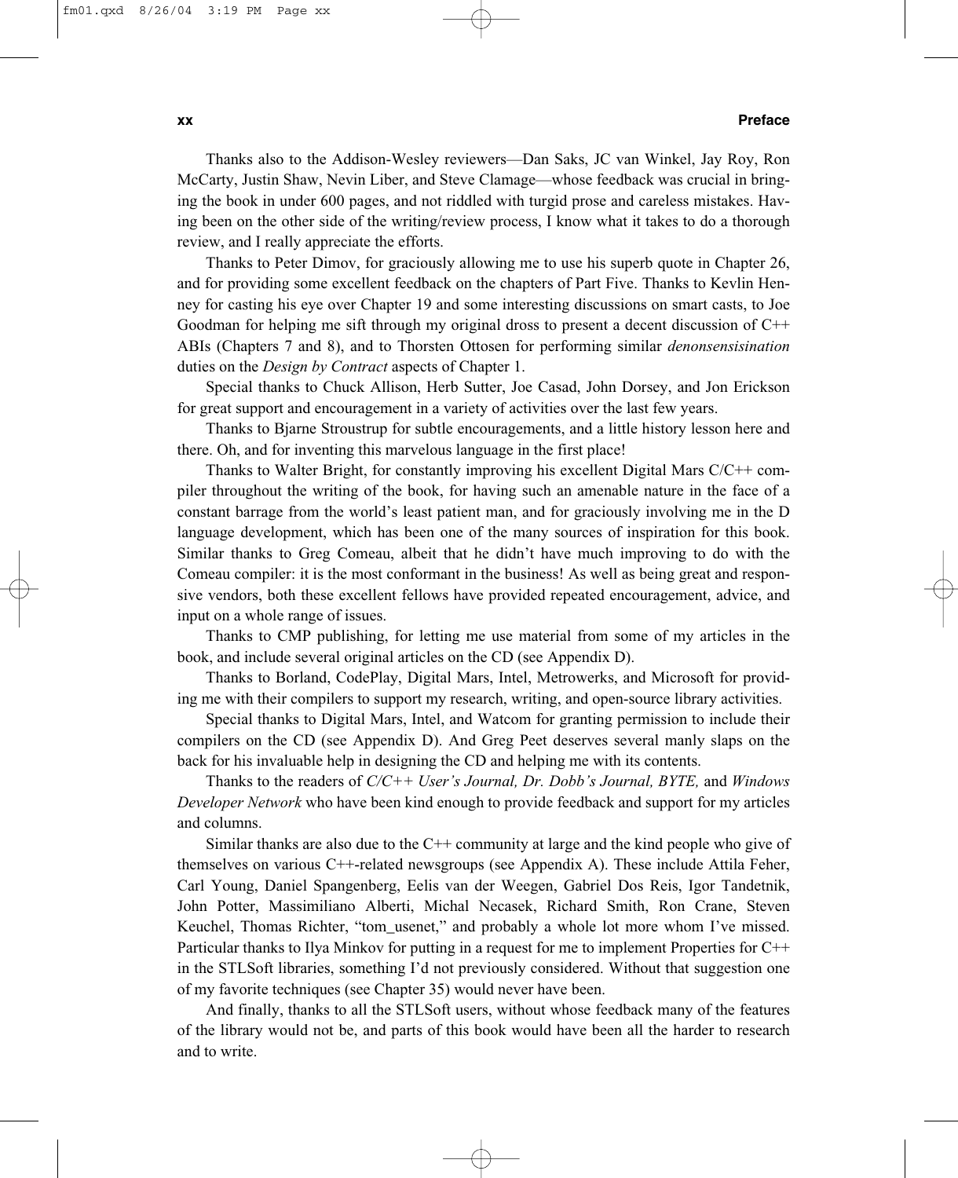Thanks also to the Addison-Wesley reviewers—Dan Saks, JC van Winkel, Jay Roy, Ron McCarty, Justin Shaw, Nevin Liber, and Steve Clamage—whose feedback was crucial in bringing the book in under 600 pages, and not riddled with turgid prose and careless mistakes. Having been on the other side of the writing/review process, I know what it takes to do a thorough review, and I really appreciate the efforts.

Thanks to Peter Dimov, for graciously allowing me to use his superb quote in Chapter 26, and for providing some excellent feedback on the chapters of Part Five. Thanks to Kevlin Henney for casting his eye over Chapter 19 and some interesting discussions on smart casts, to Joe Goodman for helping me sift through my original dross to present a decent discussion of C++ ABIs (Chapters 7 and 8), and to Thorsten Ottosen for performing similar *denonsensisination* duties on the *Design by Contract* aspects of Chapter 1.

Special thanks to Chuck Allison, Herb Sutter, Joe Casad, John Dorsey, and Jon Erickson for great support and encouragement in a variety of activities over the last few years.

Thanks to Bjarne Stroustrup for subtle encouragements, and a little history lesson here and there. Oh, and for inventing this marvelous language in the first place!

Thanks to Walter Bright, for constantly improving his excellent Digital Mars C/C++ compiler throughout the writing of the book, for having such an amenable nature in the face of a constant barrage from the world's least patient man, and for graciously involving me in the D language development, which has been one of the many sources of inspiration for this book. Similar thanks to Greg Comeau, albeit that he didn't have much improving to do with the Comeau compiler: it is the most conformant in the business! As well as being great and responsive vendors, both these excellent fellows have provided repeated encouragement, advice, and input on a whole range of issues.

Thanks to CMP publishing, for letting me use material from some of my articles in the book, and include several original articles on the CD (see Appendix D).

Thanks to Borland, CodePlay, Digital Mars, Intel, Metrowerks, and Microsoft for providing me with their compilers to support my research, writing, and open-source library activities.

Special thanks to Digital Mars, Intel, and Watcom for granting permission to include their compilers on the CD (see Appendix D). And Greg Peet deserves several manly slaps on the back for his invaluable help in designing the CD and helping me with its contents.

Thanks to the readers of *C/C++ User's Journal, Dr. Dobb's Journal, BYTE,* and *Windows Developer Network* who have been kind enough to provide feedback and support for my articles and columns.

Similar thanks are also due to the C++ community at large and the kind people who give of themselves on various C++-related newsgroups (see Appendix A). These include Attila Feher, Carl Young, Daniel Spangenberg, Eelis van der Weegen, Gabriel Dos Reis, Igor Tandetnik, John Potter, Massimiliano Alberti, Michal Necasek, Richard Smith, Ron Crane, Steven Keuchel, Thomas Richter, "tom_usenet," and probably a whole lot more whom I've missed. Particular thanks to Ilya Minkov for putting in a request for me to implement Properties for C++ in the STLSoft libraries, something I'd not previously considered. Without that suggestion one of my favorite techniques (see Chapter 35) would never have been.

And finally, thanks to all the STLSoft users, without whose feedback many of the features of the library would not be, and parts of this book would have been all the harder to research and to write.